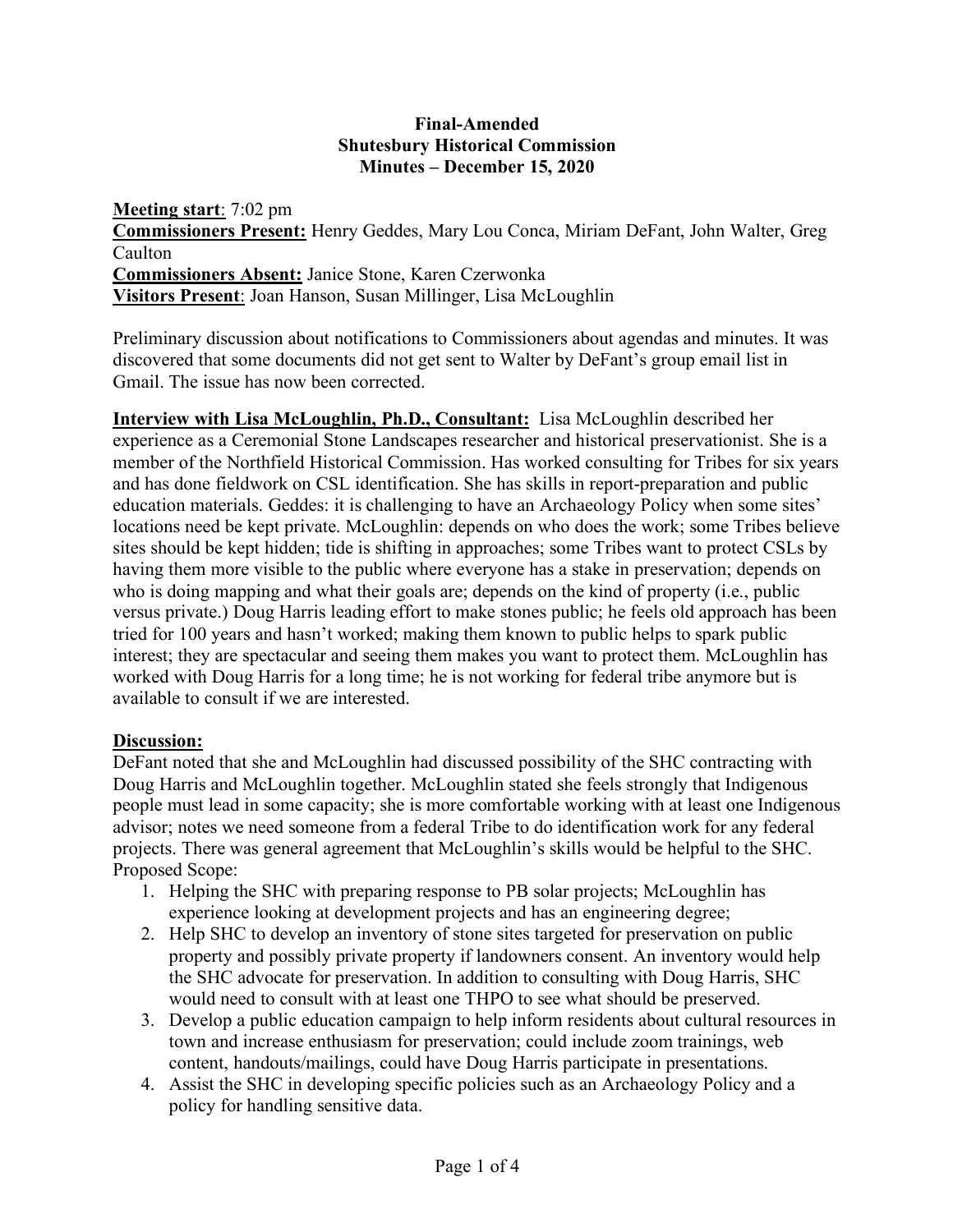**Final-Amended**
**Shutesbury Historical Commission**
**Minutes – December 15, 2020**

**Meeting start**: 7:02 pm
**Commissioners Present:** Henry Geddes, Mary Lou Conca, Miriam DeFant, John Walter, Greg Caulton
**Commissioners Absent:** Janice Stone, Karen Czerwonka
**Visitors Present**: Joan Hanson, Susan Millinger, Lisa McLoughlin

Preliminary discussion about notifications to Commissioners about agendas and minutes. It was discovered that some documents did not get sent to Walter by DeFant's group email list in Gmail. The issue has now been corrected.

**Interview with Lisa McLoughlin, Ph.D., Consultant:** Lisa McLoughlin described her experience as a Ceremonial Stone Landscapes researcher and historical preservationist. She is a member of the Northfield Historical Commission. Has worked consulting for Tribes for six years and has done fieldwork on CSL identification. She has skills in report-preparation and public education materials. Geddes: it is challenging to have an Archaeology Policy when some sites' locations need be kept private. McLoughlin: depends on who does the work; some Tribes believe sites should be kept hidden; tide is shifting in approaches; some Tribes want to protect CSLs by having them more visible to the public where everyone has a stake in preservation; depends on who is doing mapping and what their goals are; depends on the kind of property (i.e., public versus private.) Doug Harris leading effort to make stones public; he feels old approach has been tried for 100 years and hasn't worked; making them known to public helps to spark public interest; they are spectacular and seeing them makes you want to protect them. McLoughlin has worked with Doug Harris for a long time; he is not working for federal tribe anymore but is available to consult if we are interested.

**Discussion:**
DeFant noted that she and McLoughlin had discussed possibility of the SHC contracting with Doug Harris and McLoughlin together. McLoughlin stated she feels strongly that Indigenous people must lead in some capacity; she is more comfortable working with at least one Indigenous advisor; notes we need someone from a federal Tribe to do identification work for any federal projects. There was general agreement that McLoughlin's skills would be helpful to the SHC.
Proposed Scope:

1. Helping the SHC with preparing response to PB solar projects; McLoughlin has experience looking at development projects and has an engineering degree;
2. Help SHC to develop an inventory of stone sites targeted for preservation on public property and possibly private property if landowners consent. An inventory would help the SHC advocate for preservation. In addition to consulting with Doug Harris, SHC would need to consult with at least one THPO to see what should be preserved.
3. Develop a public education campaign to help inform residents about cultural resources in town and increase enthusiasm for preservation; could include zoom trainings, web content, handouts/mailings, could have Doug Harris participate in presentations.
4. Assist the SHC in developing specific policies such as an Archaeology Policy and a policy for handling sensitive data.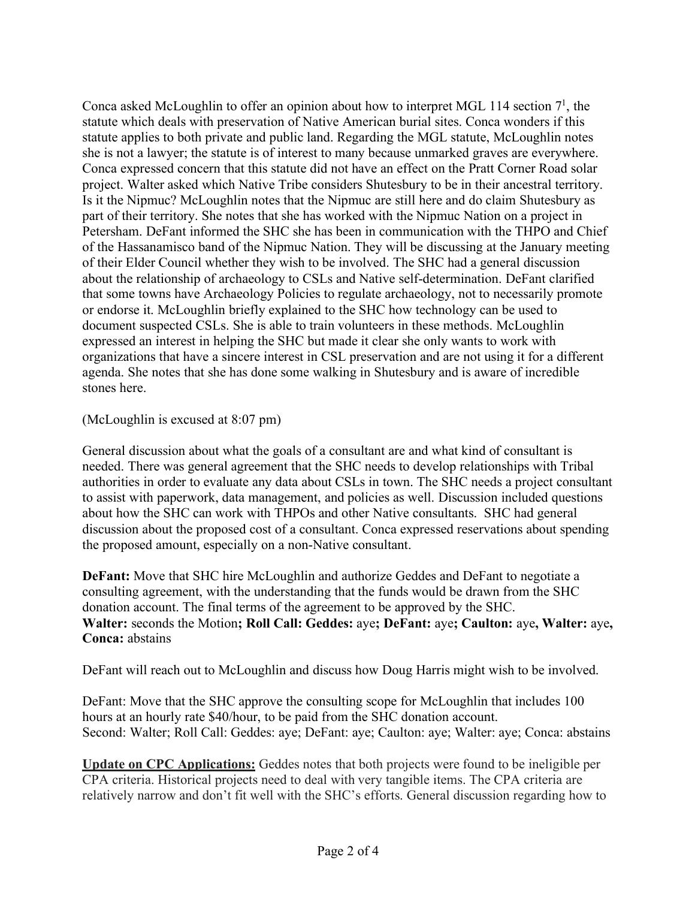Conca asked McLoughlin to offer an opinion about how to interpret MGL 114 section 7[1], the statute which deals with preservation of Native American burial sites. Conca wonders if this statute applies to both private and public land. Regarding the MGL statute, McLoughlin notes she is not a lawyer; the statute is of interest to many because unmarked graves are everywhere. Conca expressed concern that this statute did not have an effect on the Pratt Corner Road solar project. Walter asked which Native Tribe considers Shutesbury to be in their ancestral territory. Is it the Nipmuc? McLoughlin notes that the Nipmuc are still here and do claim Shutesbury as part of their territory. She notes that she has worked with the Nipmuc Nation on a project in Petersham. DeFant informed the SHC she has been in communication with the THPO and Chief of the Hassanamisco band of the Nipmuc Nation. They will be discussing at the January meeting of their Elder Council whether they wish to be involved. The SHC had a general discussion about the relationship of archaeology to CSLs and Native self-determination. DeFant clarified that some towns have Archaeology Policies to regulate archaeology, not to necessarily promote or endorse it. McLoughlin briefly explained to the SHC how technology can be used to document suspected CSLs. She is able to train volunteers in these methods. McLoughlin expressed an interest in helping the SHC but made it clear she only wants to work with organizations that have a sincere interest in CSL preservation and are not using it for a different agenda. She notes that she has done some walking in Shutesbury and is aware of incredible stones here.

(McLoughlin is excused at 8:07 pm)

General discussion about what the goals of a consultant are and what kind of consultant is needed. There was general agreement that the SHC needs to develop relationships with Tribal authorities in order to evaluate any data about CSLs in town. The SHC needs a project consultant to assist with paperwork, data management, and policies as well. Discussion included questions about how the SHC can work with THPOs and other Native consultants. SHC had general discussion about the proposed cost of a consultant. Conca expressed reservations about spending the proposed amount, especially on a non-Native consultant.

**DeFant:** Move that SHC hire McLoughlin and authorize Geddes and DeFant to negotiate a consulting agreement, with the understanding that the funds would be drawn from the SHC donation account. The final terms of the agreement to be approved by the SHC.
**Walter:** seconds the Motion**; Roll Call: Geddes:** aye**; DeFant:** aye**; Caulton:** aye**, Walter:** aye**, Conca:** abstains

DeFant will reach out to McLoughlin and discuss how Doug Harris might wish to be involved.

DeFant: Move that the SHC approve the consulting scope for McLoughlin that includes 100 hours at an hourly rate $40/hour, to be paid from the SHC donation account.
Second: Walter; Roll Call: Geddes: aye; DeFant: aye; Caulton: aye; Walter: aye; Conca: abstains

**Update on CPC Applications:** Geddes notes that both projects were found to be ineligible per CPA criteria. Historical projects need to deal with very tangible items. The CPA criteria are relatively narrow and don't fit well with the SHC's efforts. General discussion regarding how to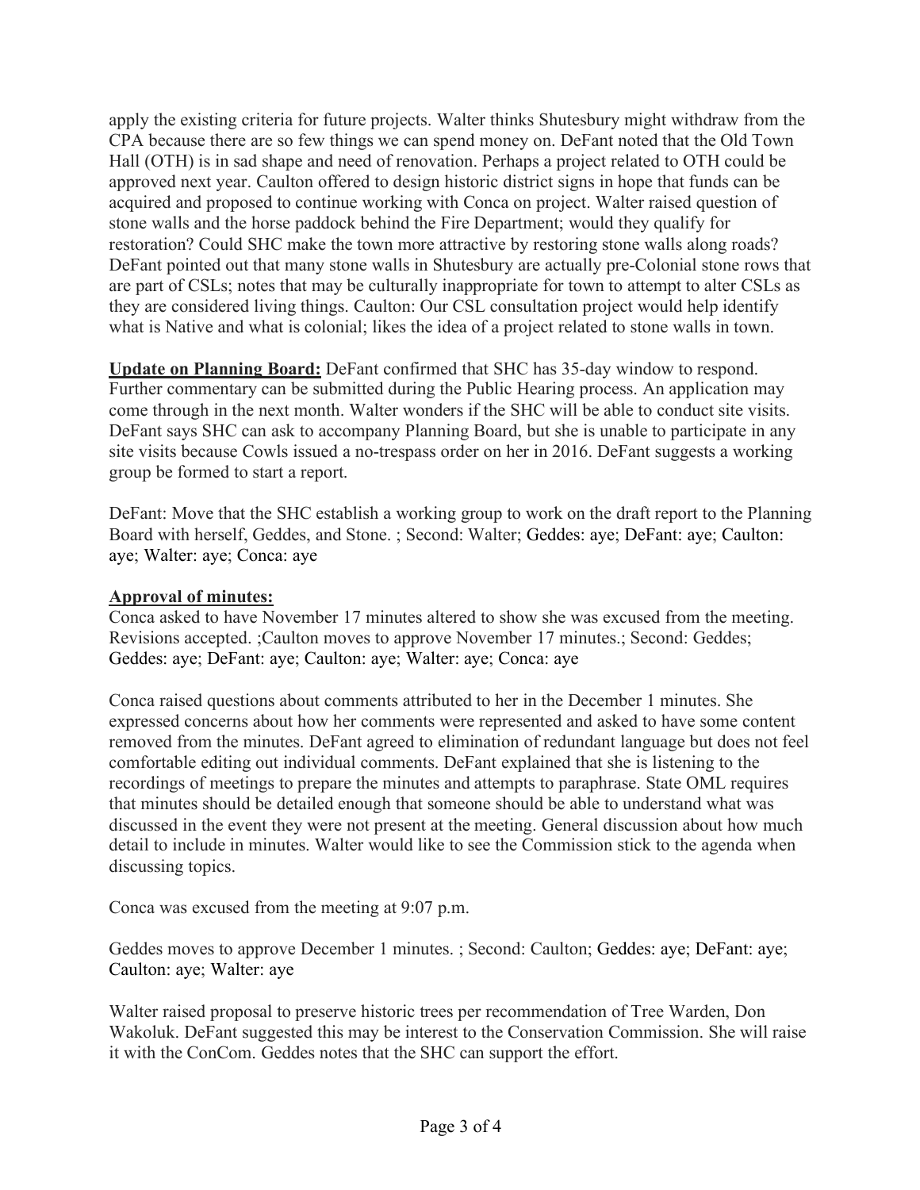apply the existing criteria for future projects. Walter thinks Shutesbury might withdraw from the CPA because there are so few things we can spend money on. DeFant noted that the Old Town Hall (OTH) is in sad shape and need of renovation. Perhaps a project related to OTH could be approved next year. Caulton offered to design historic district signs in hope that funds can be acquired and proposed to continue working with Conca on project. Walter raised question of stone walls and the horse paddock behind the Fire Department; would they qualify for restoration? Could SHC make the town more attractive by restoring stone walls along roads? DeFant pointed out that many stone walls in Shutesbury are actually pre-Colonial stone rows that are part of CSLs; notes that may be culturally inappropriate for town to attempt to alter CSLs as they are considered living things. Caulton: Our CSL consultation project would help identify what is Native and what is colonial; likes the idea of a project related to stone walls in town.

**Update on Planning Board:** DeFant confirmed that SHC has 35-day window to respond. Further commentary can be submitted during the Public Hearing process. An application may come through in the next month. Walter wonders if the SHC will be able to conduct site visits. DeFant says SHC can ask to accompany Planning Board, but she is unable to participate in any site visits because Cowls issued a no-trespass order on her in 2016. DeFant suggests a working group be formed to start a report.

DeFant: Move that the SHC establish a working group to work on the draft report to the Planning Board with herself, Geddes, and Stone. ; Second: Walter; Geddes: aye; DeFant: aye; Caulton: aye; Walter: aye; Conca: aye

**Approval of minutes:**

Conca asked to have November 17 minutes altered to show she was excused from the meeting. Revisions accepted. ;Caulton moves to approve November 17 minutes.; Second: Geddes; Geddes: aye; DeFant: aye; Caulton: aye; Walter: aye; Conca: aye

Conca raised questions about comments attributed to her in the December 1 minutes. She expressed concerns about how her comments were represented and asked to have some content removed from the minutes. DeFant agreed to elimination of redundant language but does not feel comfortable editing out individual comments. DeFant explained that she is listening to the recordings of meetings to prepare the minutes and attempts to paraphrase. State OML requires that minutes should be detailed enough that someone should be able to understand what was discussed in the event they were not present at the meeting. General discussion about how much detail to include in minutes. Walter would like to see the Commission stick to the agenda when discussing topics.

Conca was excused from the meeting at 9:07 p.m.

Geddes moves to approve December 1 minutes. ; Second: Caulton; Geddes: aye; DeFant: aye; Caulton: aye; Walter: aye

Walter raised proposal to preserve historic trees per recommendation of Tree Warden, Don Wakoluk. DeFant suggested this may be interest to the Conservation Commission. She will raise it with the ConCom. Geddes notes that the SHC can support the effort.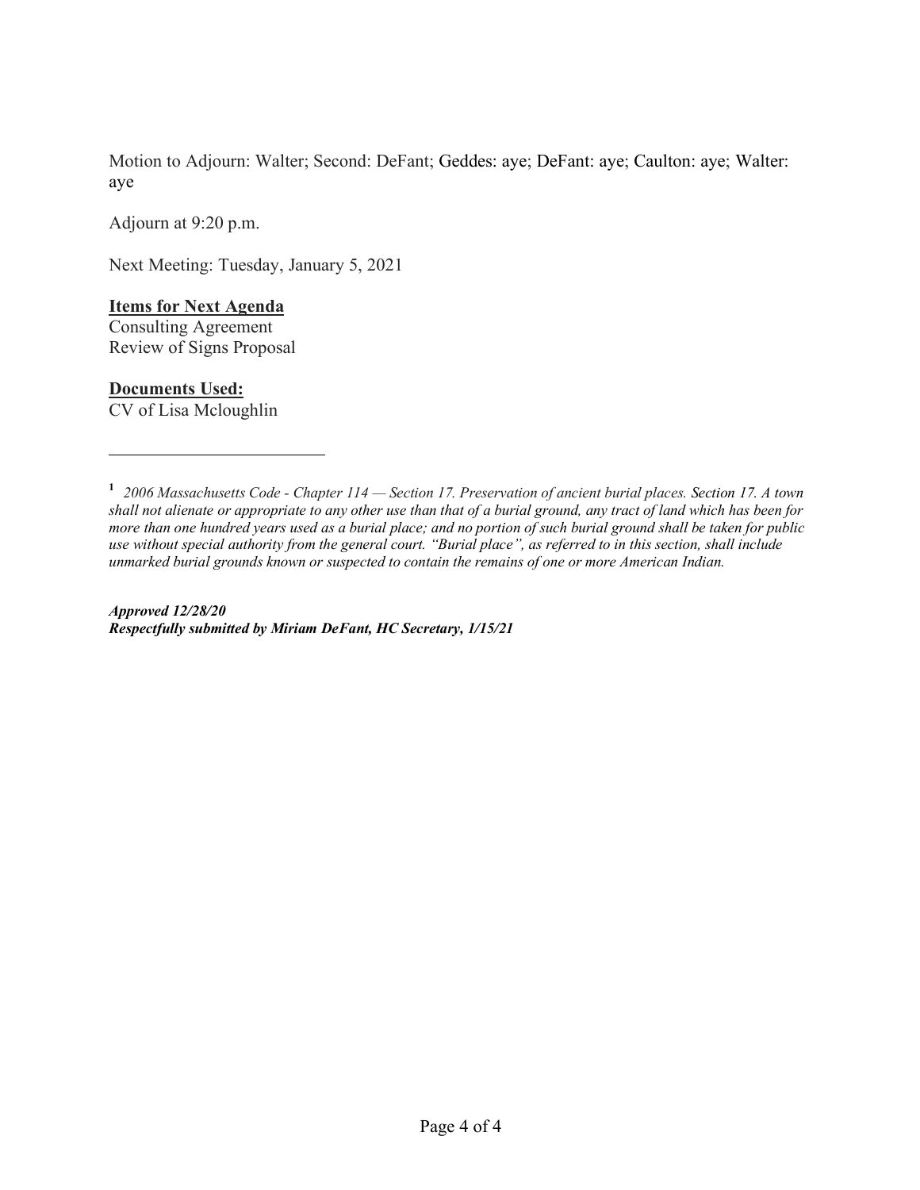Motion to Adjourn: Walter; Second: DeFant; Geddes: aye; DeFant: aye; Caulton: aye; Walter: aye

Adjourn at 9:20 p.m.

Next Meeting: Tuesday, January 5, 2021

**Items for Next Agenda**
Consulting Agreement
Review of Signs Proposal

**Documents Used:**
CV of Lisa Mcloughlin

---

[1] *2006 Massachusetts Code - Chapter 114 — Section 17. Preservation of ancient burial places. Section 17. A town shall not alienate or appropriate to any other use than that of a burial ground, any tract of land which has been for more than one hundred years used as a burial place; and no portion of such burial ground shall be taken for public use without special authority from the general court. "Burial place", as referred to in this section, shall include unmarked burial grounds known or suspected to contain the remains of one or more American Indian.*

***Approved 12/28/20***
***Respectfully submitted by Miriam DeFant, HC Secretary, 1/15/21***